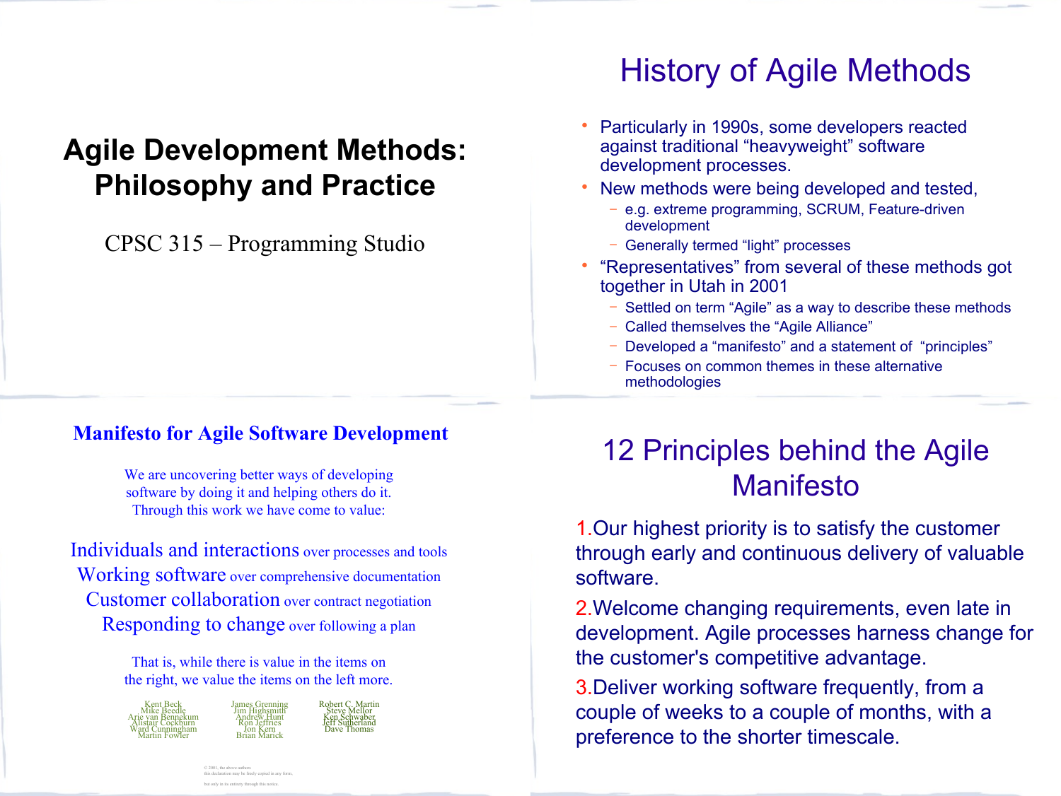# Agile Development Methods: Philosophy and Practice

CPSC 315 – Programming Studio

## History of Agile Methods

- Particularly in 1990s, some developers reacted against traditional “heavyweight” software development processes.
- New methods were being developed and tested,
  - e.g. extreme programming, SCRUM, Feature-driven development
  - Generally termed “light” processes
- “Representatives” from several of these methods got together in Utah in 2001
  - Settled on term “Agile” as a way to describe these methods
  - Called themselves the “Agile Alliance”
  - Developed a “manifesto” and a statement of “principles”
  - Focuses on common themes in these alternative methodologies

## Manifesto for Agile Software Development

We are uncovering better ways of developing software by doing it and helping others do it. Through this work we have come to value:

**Individuals and interactions** over processes and tools
**Working software** over comprehensive documentation
**Customer collaboration** over contract negotiation
**Responding to change** over following a plan

That is, while there is value in the items on the right, we value the items on the left more.

Kent Beck, Mike Beedle, Arie van Bennekum, Alistair Cockburn, Ward Cunningham, Martin Fowler, James Grenning, Jim Highsmith, Andrew Hunt, Ron Jeffries, Jon Kern, Brian Marick, Robert C. Martin, Steve Mellor, Ken Schwaber, Jeff Sutherland, Dave Thomas

© 2001, the above authors
this declaration may be freely copied in any form,
but only in its entirety through this notice.

## 12 Principles behind the Agile Manifesto

1. Our highest priority is to satisfy the customer through early and continuous delivery of valuable software.
2. Welcome changing requirements, even late in development. Agile processes harness change for the customer's competitive advantage.
3. Deliver working software frequently, from a couple of weeks to a couple of months, with a preference to the shorter timescale.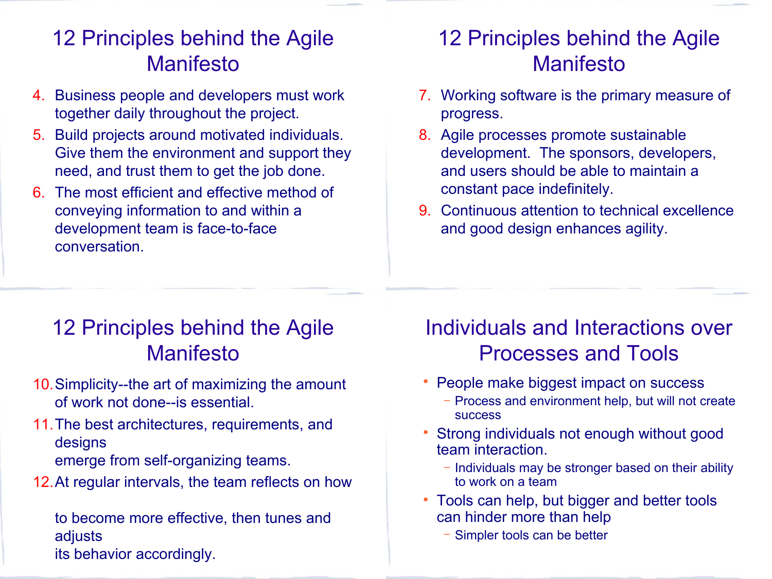## 12 Principles behind the Agile Manifesto

4. Business people and developers must work together daily throughout the project.
5. Build projects around motivated individuals. Give them the environment and support they need, and trust them to get the job done.
6. The most efficient and effective method of conveying information to and within a development team is face-to-face conversation.

## 12 Principles behind the Agile Manifesto

7. Working software is the primary measure of progress.
8. Agile processes promote sustainable development. The sponsors, developers, and users should be able to maintain a constant pace indefinitely.
9. Continuous attention to technical excellence and good design enhances agility.

## 12 Principles behind the Agile Manifesto

10. Simplicity--the art of maximizing the amount of work not done--is essential.
11. The best architectures, requirements, and designs emerge from self-organizing teams.
12. At regular intervals, the team reflects on how to become more effective, then tunes and adjusts its behavior accordingly.

## Individuals and Interactions over Processes and Tools

- People make biggest impact on success
  - Process and environment help, but will not create success
- Strong individuals not enough without good team interaction.
  - Individuals may be stronger based on their ability to work on a team
- Tools can help, but bigger and better tools can hinder more than help
  - Simpler tools can be better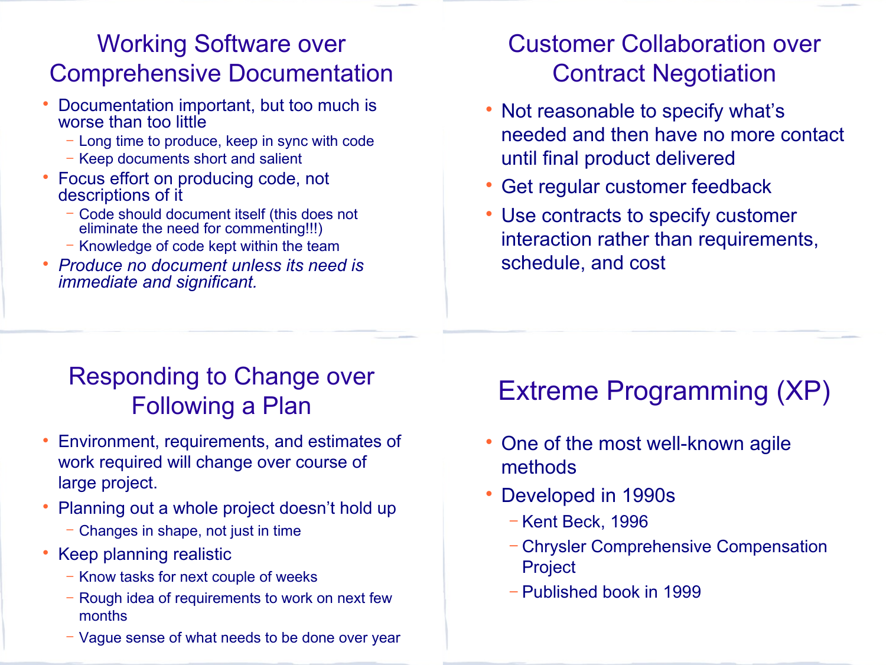## Working Software over Comprehensive Documentation

- Documentation important, but too much is worse than too little
  - Long time to produce, keep in sync with code
  - Keep documents short and salient
- Focus effort on producing code, not descriptions of it
  - Code should document itself (this does not eliminate the need for commenting!!!)
  - Knowledge of code kept within the team
- *Produce no document unless its need is immediate and significant.*

## Customer Collaboration over Contract Negotiation

- Not reasonable to specify what's needed and then have no more contact until final product delivered
- Get regular customer feedback
- Use contracts to specify customer interaction rather than requirements, schedule, and cost

## Responding to Change over Following a Plan

- Environment, requirements, and estimates of work required will change over course of large project.
- Planning out a whole project doesn't hold up
  - Changes in shape, not just in time
- Keep planning realistic
  - Know tasks for next couple of weeks
  - Rough idea of requirements to work on next few months
  - Vague sense of what needs to be done over year

## Extreme Programming (XP)

- One of the most well-known agile methods
- Developed in 1990s
  - Kent Beck, 1996
  - Chrysler Comprehensive Compensation Project
  - Published book in 1999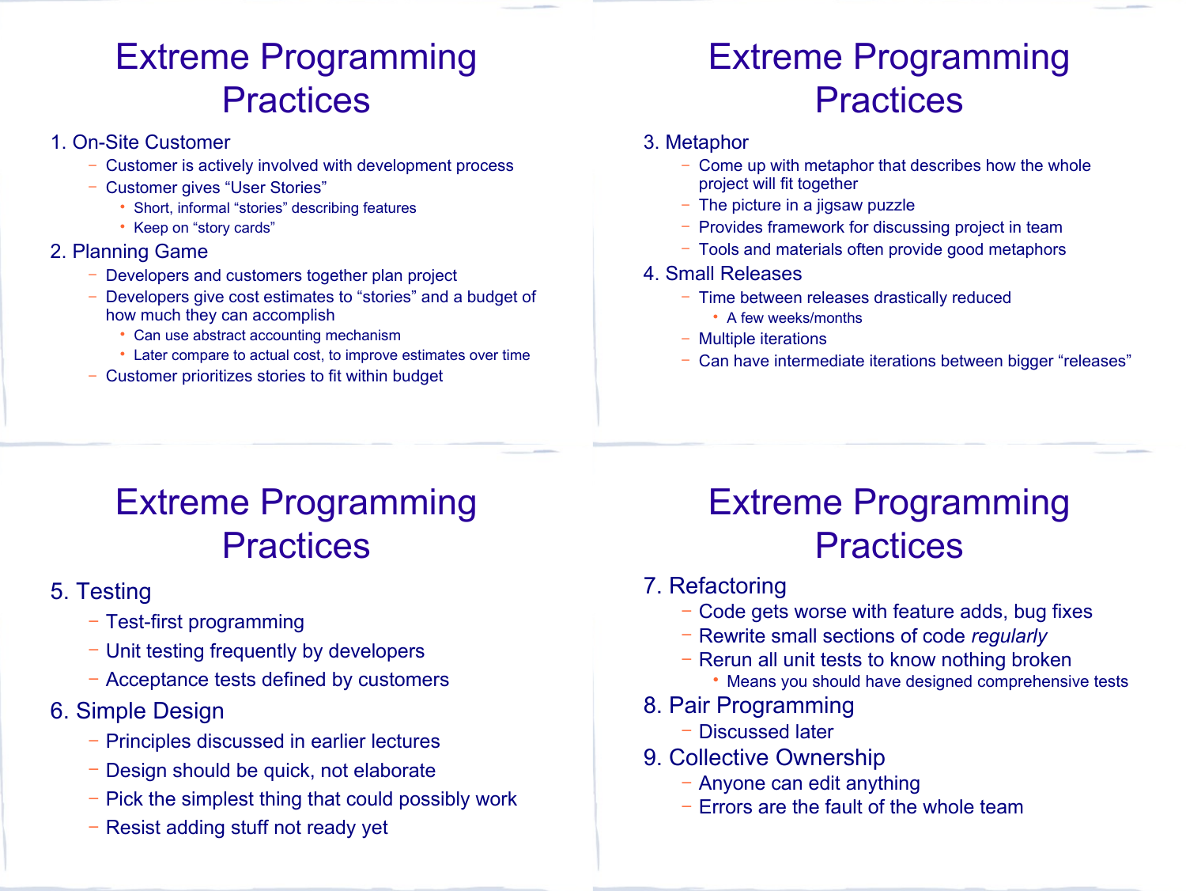# Extreme Programming Practices

1. On-Site Customer
   - Customer is actively involved with development process
   - Customer gives "User Stories"
     - Short, informal "stories" describing features
     - Keep on "story cards"
2. Planning Game
   - Developers and customers together plan project
   - Developers give cost estimates to "stories" and a budget of how much they can accomplish
     - Can use abstract accounting mechanism
     - Later compare to actual cost, to improve estimates over time
   - Customer prioritizes stories to fit within budget

# Extreme Programming Practices

3. Metaphor
   - Come up with metaphor that describes how the whole project will fit together
   - The picture in a jigsaw puzzle
   - Provides framework for discussing project in team
   - Tools and materials often provide good metaphors
4. Small Releases
   - Time between releases drastically reduced
     - A few weeks/months
   - Multiple iterations
   - Can have intermediate iterations between bigger "releases"

# Extreme Programming Practices

5. Testing
   - Test-first programming
   - Unit testing frequently by developers
   - Acceptance tests defined by customers
6. Simple Design
   - Principles discussed in earlier lectures
   - Design should be quick, not elaborate
   - Pick the simplest thing that could possibly work
   - Resist adding stuff not ready yet

# Extreme Programming Practices

7. Refactoring
   - Code gets worse with feature adds, bug fixes
   - Rewrite small sections of code *regularly*
   - Rerun all unit tests to know nothing broken
     - Means you should have designed comprehensive tests
8. Pair Programming
   - Discussed later
9. Collective Ownership
   - Anyone can edit anything
   - Errors are the fault of the whole team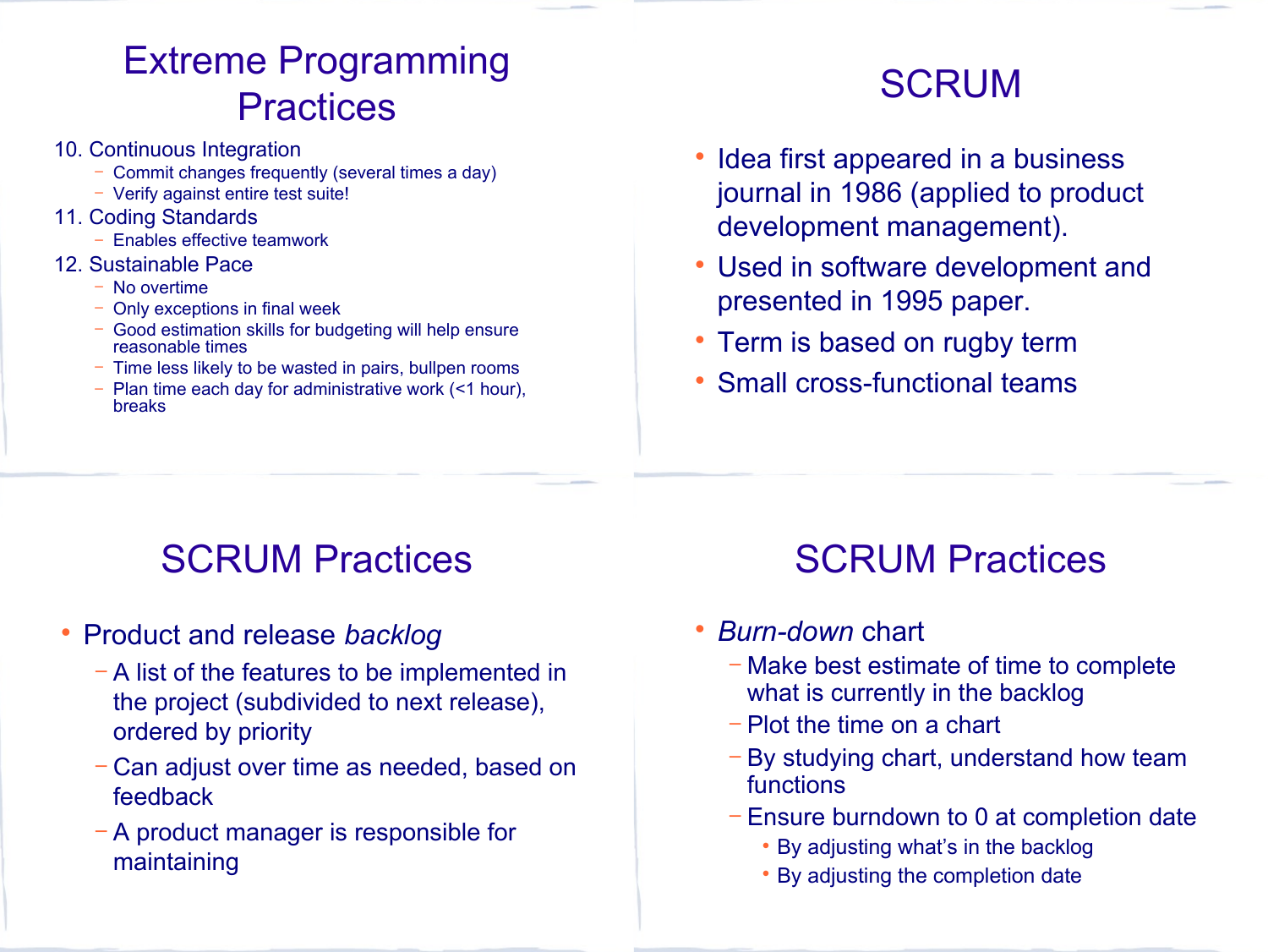# Extreme Programming Practices

10. Continuous Integration
    - Commit changes frequently (several times a day)
    - Verify against entire test suite!
11. Coding Standards
    - Enables effective teamwork
12. Sustainable Pace
    - No overtime
    - Only exceptions in final week
    - Good estimation skills for budgeting will help ensure reasonable times
    - Time less likely to be wasted in pairs, bullpen rooms
    - Plan time each day for administrative work (<1 hour), breaks

# SCRUM

- Idea first appeared in a business journal in 1986 (applied to product development management).
- Used in software development and presented in 1995 paper.
- Term is based on rugby term
- Small cross-functional teams

# SCRUM Practices

- Product and release *backlog*
  - A list of the features to be implemented in the project (subdivided to next release), ordered by priority
  - Can adjust over time as needed, based on feedback
  - A product manager is responsible for maintaining

# SCRUM Practices

- *Burn-down* chart
  - Make best estimate of time to complete what is currently in the backlog
  - Plot the time on a chart
  - By studying chart, understand how team functions
  - Ensure burndown to 0 at completion date
    - By adjusting what's in the backlog
    - By adjusting the completion date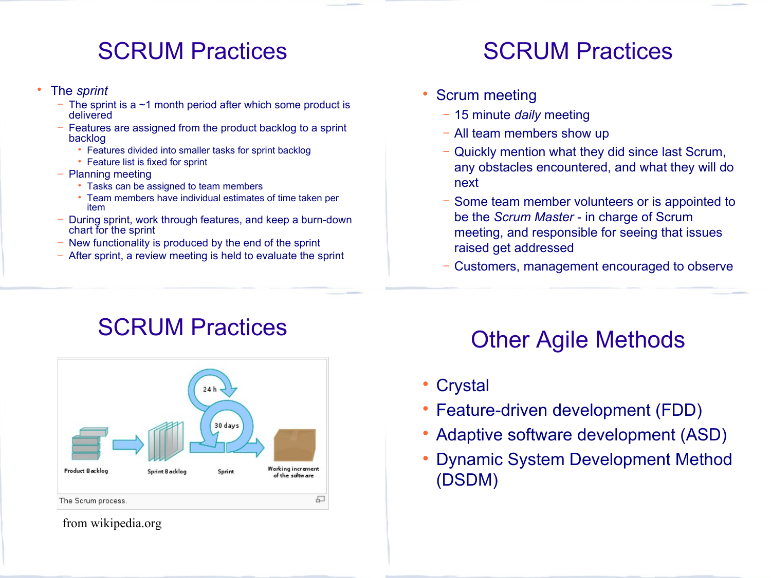# SCRUM Practices

- The *sprint*
  - The sprint is a ~1 month period after which some product is delivered
  - Features are assigned from the product backlog to a sprint backlog
    - Features divided into smaller tasks for sprint backlog
    - Feature list is fixed for sprint
  - Planning meeting
    - Tasks can be assigned to team members
    - Team members have individual estimates of time taken per item
  - During sprint, work through features, and keep a burn-down chart for the sprint
  - New functionality is produced by the end of the sprint
  - After sprint, a review meeting is held to evaluate the sprint

# SCRUM Practices

- Scrum meeting
  - 15 minute *daily* meeting
  - All team members show up
  - Quickly mention what they did since last Scrum, any obstacles encountered, and what they will do next
  - Some team member volunteers or is appointed to be the *Scrum Master* - in charge of Scrum meeting, and responsible for seeing that issues raised get addressed
  - Customers, management encouraged to observe

# SCRUM Practices

Product Backlog → Sprint Backlog → Sprint (24 h, 30 days) → Working increment of the software

The Scrum process.

from wikipedia.org

# Other Agile Methods

- Crystal
- Feature-driven development (FDD)
- Adaptive software development (ASD)
- Dynamic System Development Method (DSDM)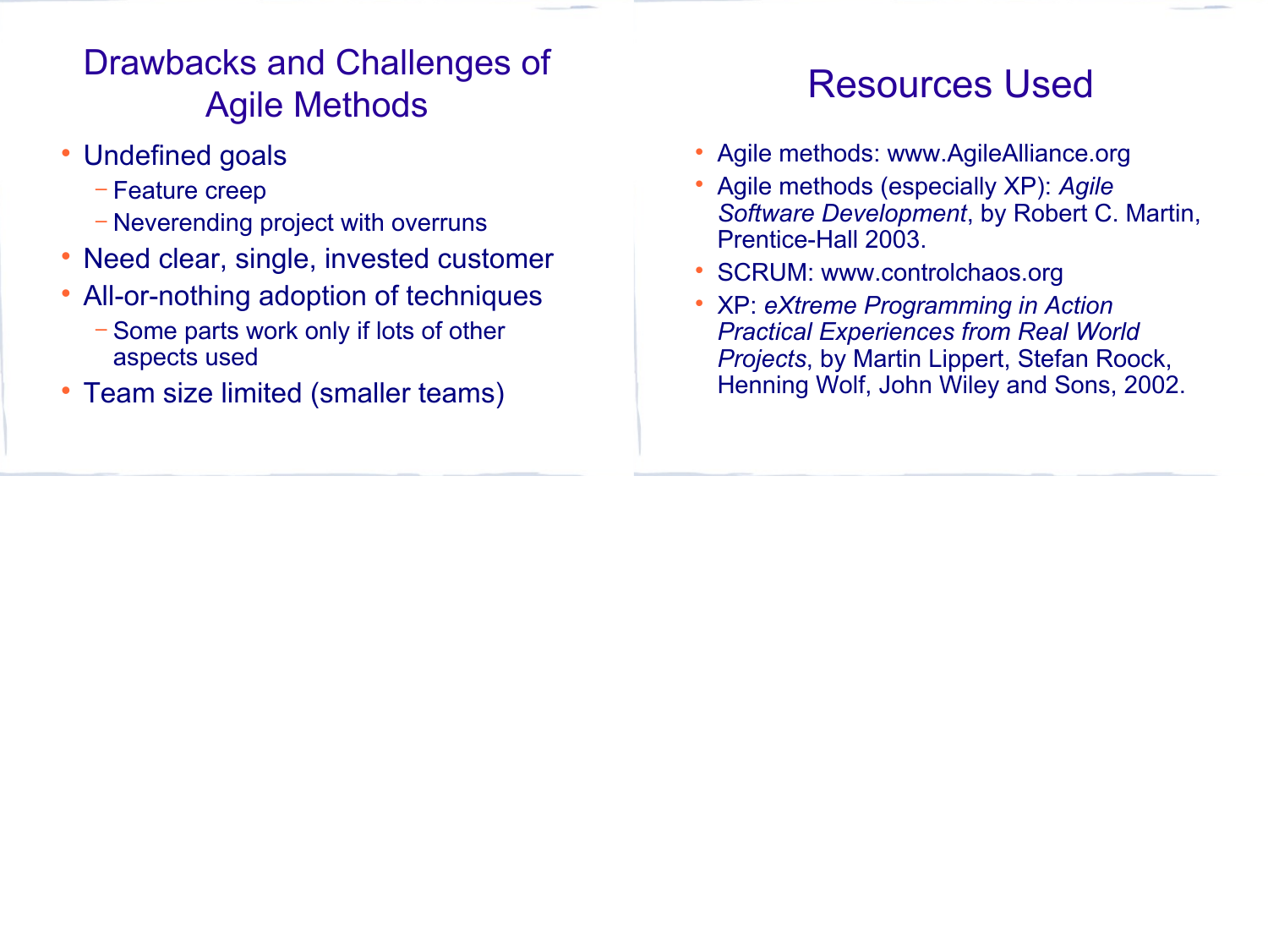## Drawbacks and Challenges of Agile Methods

- Undefined goals
  - Feature creep
  - Neverending project with overruns
- Need clear, single, invested customer
- All-or-nothing adoption of techniques
  - Some parts work only if lots of other aspects used
- Team size limited (smaller teams)

## Resources Used

- Agile methods: www.AgileAlliance.org
- Agile methods (especially XP): *Agile Software Development*, by Robert C. Martin, Prentice-Hall 2003.
- SCRUM: www.controlchaos.org
- XP: *eXtreme Programming in Action Practical Experiences from Real World Projects*, by Martin Lippert, Stefan Roock, Henning Wolf, John Wiley and Sons, 2002.